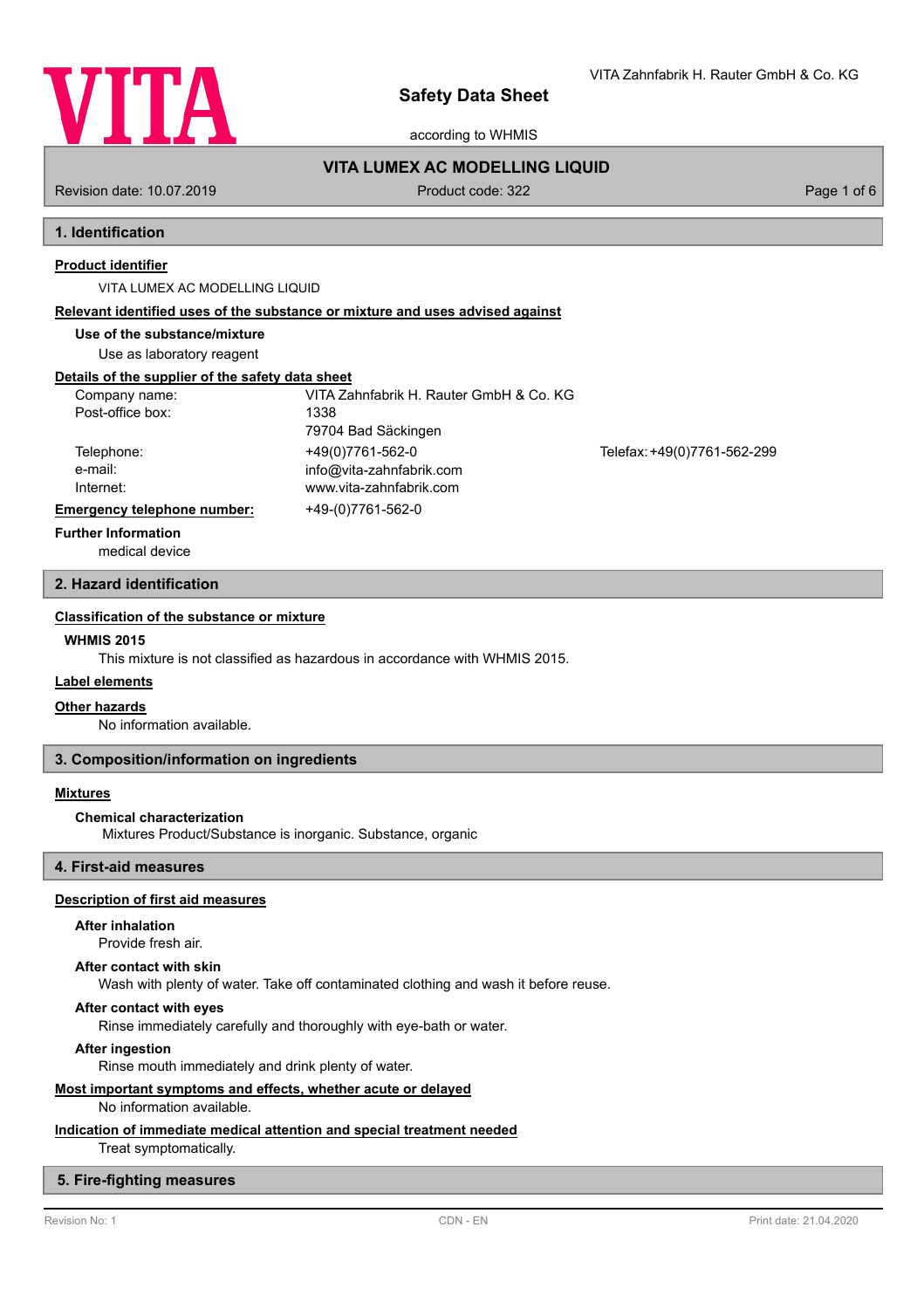# Safety Data Sheet

according to WHMIS

**VITA LUMEX AC MODELLING LIQUID**

Revision date: 10.07.2019 | Product code: 322

## 1. Identification

**Product identifier**

VITA LUMEX AC MODELLING LIQUID

**Relevant identified uses of the substance or mixture and uses advised against**

**Use of the substance/mixture**

Use as laboratory reagent

**Details of the supplier of the safety data sheet**

| | | |
|---|---|---|
| Company name: | VITA Zahnfabrik H. Rauter GmbH & Co. KG | |
| Post-office box: | 1338 | |
| | 79704 Bad Säckingen | |
| Telephone: | +49(0)7761-562-0 | Telefax: +49(0)7761-562-299 |
| e-mail: | info@vita-zahnfabrik.com | |
| Internet: | www.vita-zahnfabrik.com | |

**Emergency telephone number:** +49-(0)7761-562-0

**Further Information**

medical device

## 2. Hazard identification

**Classification of the substance or mixture**

**WHMIS 2015**

This mixture is not classified as hazardous in accordance with WHMIS 2015.

**Label elements**

**Other hazards**

No information available.

## 3. Composition/information on ingredients

**Mixtures**

**Chemical characterization**

Mixtures Product/Substance is inorganic. Substance, organic

## 4. First-aid measures

**Description of first aid measures**

**After inhalation**

Provide fresh air.

**After contact with skin**

Wash with plenty of water. Take off contaminated clothing and wash it before reuse.

**After contact with eyes**

Rinse immediately carefully and thoroughly with eye-bath or water.

**After ingestion**

Rinse mouth immediately and drink plenty of water.

**Most important symptoms and effects, whether acute or delayed**

No information available.

**Indication of immediate medical attention and special treatment needed**

Treat symptomatically.

## 5. Fire-fighting measures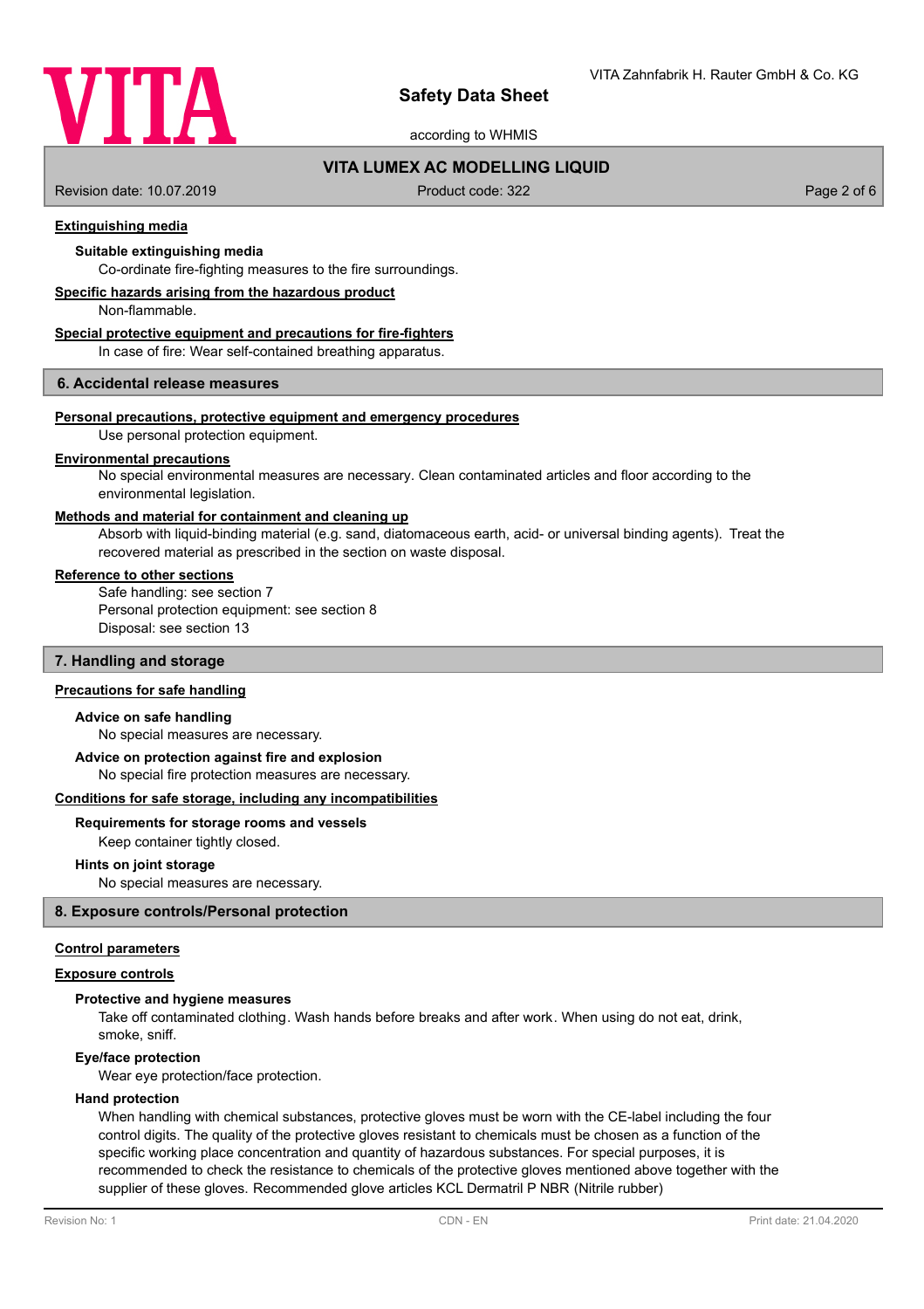### Extinguishing media

**Suitable extinguishing media**

Co-ordinate fire-fighting measures to the fire surroundings.

### Specific hazards arising from the hazardous product

Non-flammable.

### Special protective equipment and precautions for fire-fighters

In case of fire: Wear self-contained breathing apparatus.

## 6. Accidental release measures

### Personal precautions, protective equipment and emergency procedures

Use personal protection equipment.

### Environmental precautions

No special environmental measures are necessary. Clean contaminated articles and floor according to the environmental legislation.

### Methods and material for containment and cleaning up

Absorb with liquid-binding material (e.g. sand, diatomaceous earth, acid- or universal binding agents). Treat the recovered material as prescribed in the section on waste disposal.

### Reference to other sections

Safe handling: see section 7
Personal protection equipment: see section 8
Disposal: see section 13

## 7. Handling and storage

### Precautions for safe handling

**Advice on safe handling**

No special measures are necessary.

**Advice on protection against fire and explosion**

No special fire protection measures are necessary.

### Conditions for safe storage, including any incompatibilities

**Requirements for storage rooms and vessels**

Keep container tightly closed.

**Hints on joint storage**

No special measures are necessary.

## 8. Exposure controls/Personal protection

### Control parameters

### Exposure controls

**Protective and hygiene measures**

Take off contaminated clothing. Wash hands before breaks and after work. When using do not eat, drink, smoke, sniff.

**Eye/face protection**

Wear eye protection/face protection.

**Hand protection**

When handling with chemical substances, protective gloves must be worn with the CE-label including the four control digits. The quality of the protective gloves resistant to chemicals must be chosen as a function of the specific working place concentration and quantity of hazardous substances. For special purposes, it is recommended to check the resistance to chemicals of the protective gloves mentioned above together with the supplier of these gloves. Recommended glove articles KCL Dermatril P NBR (Nitrile rubber)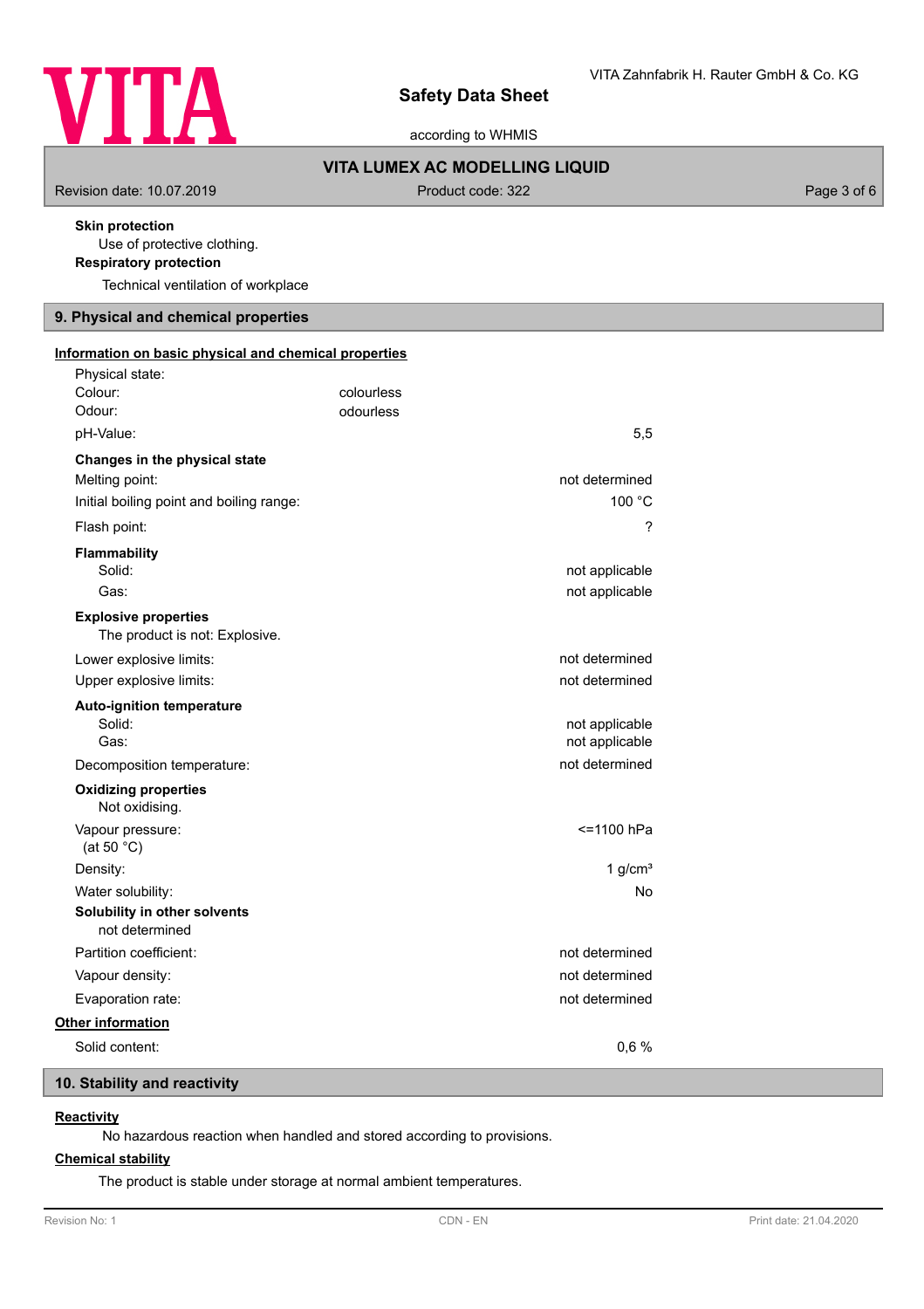**Skin protection**

Use of protective clothing.

**Respiratory protection**

Technical ventilation of workplace

## 9. Physical and chemical properties

**Information on basic physical and chemical properties**

| | | |
|---|---|---|
| Physical state: | | |
| Colour: | colourless | |
| Odour: | odourless | |
| pH-Value: | | 5,5 |
| **Changes in the physical state** | | |
| Melting point: | | not determined |
| Initial boiling point and boiling range: | | 100 °C |
| Flash point: | | ? |
| **Flammability** | | |
| Solid: | | not applicable |
| Gas: | | not applicable |

**Explosive properties**

The product is not: Explosive.

| | |
|---|---|
| Lower explosive limits: | not determined |
| Upper explosive limits: | not determined |
| **Auto-ignition temperature** | |
| Solid: | not applicable |
| Gas: | not applicable |
| Decomposition temperature: | not determined |

**Oxidizing properties**

Not oxidising.

| | |
|---|---|
| Vapour pressure: (at 50 °C) | <=1100 hPa |
| Density: | 1 g/cm³ |
| Water solubility: | No |

**Solubility in other solvents**

not determined

| | |
|---|---|
| Partition coefficient: | not determined |
| Vapour density: | not determined |
| Evaporation rate: | not determined |

**Other information**

| | |
|---|---|
| Solid content: | 0,6 % |

## 10. Stability and reactivity

**Reactivity**

No hazardous reaction when handled and stored according to provisions.

**Chemical stability**

The product is stable under storage at normal ambient temperatures.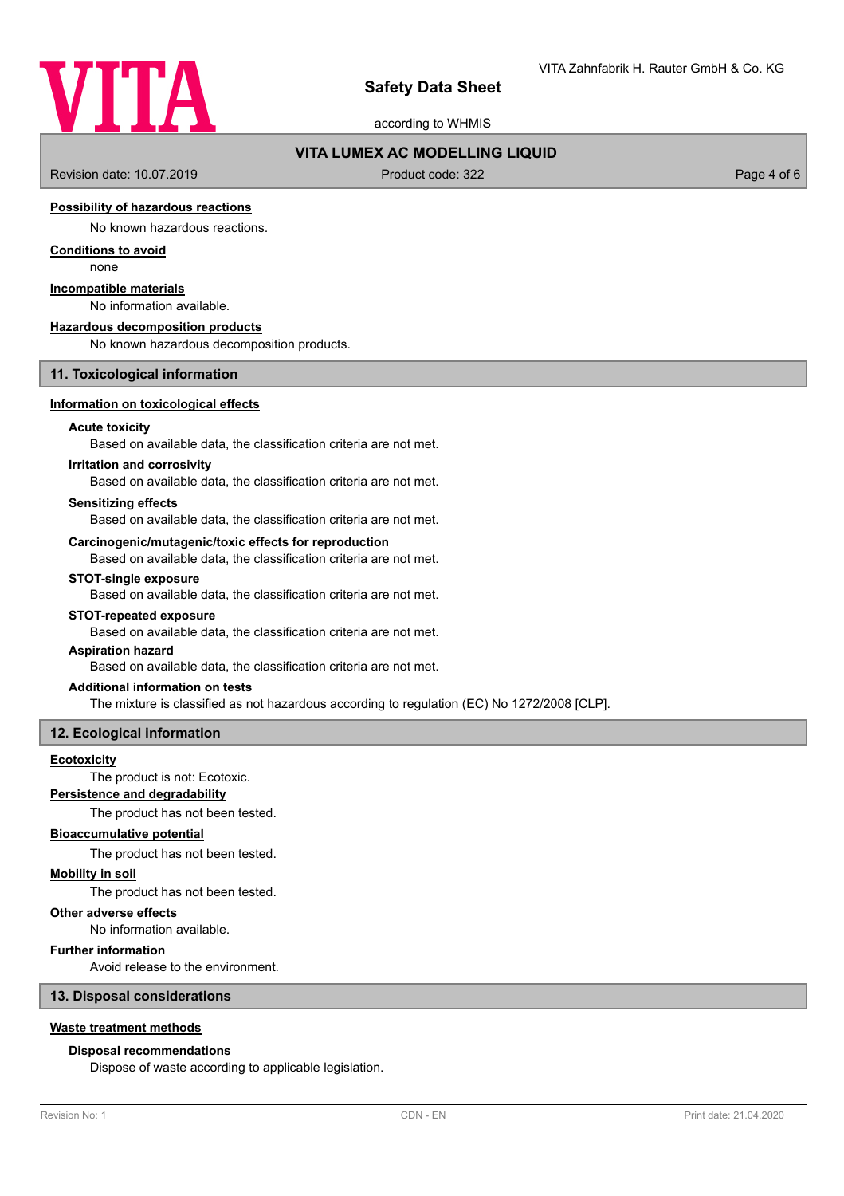#### Possibility of hazardous reactions

No known hazardous reactions.

#### Conditions to avoid

none

#### Incompatible materials

No information available.

#### Hazardous decomposition products

No known hazardous decomposition products.

## 11. Toxicological information

#### Information on toxicological effects

**Acute toxicity**

Based on available data, the classification criteria are not met.

**Irritation and corrosivity**

Based on available data, the classification criteria are not met.

**Sensitizing effects**

Based on available data, the classification criteria are not met.

**Carcinogenic/mutagenic/toxic effects for reproduction**

Based on available data, the classification criteria are not met.

**STOT-single exposure**

Based on available data, the classification criteria are not met.

**STOT-repeated exposure**

Based on available data, the classification criteria are not met.

**Aspiration hazard**

Based on available data, the classification criteria are not met.

**Additional information on tests**

The mixture is classified as not hazardous according to regulation (EC) No 1272/2008 [CLP].

## 12. Ecological information

#### Ecotoxicity

The product is not: Ecotoxic.

#### Persistence and degradability

The product has not been tested.

#### Bioaccumulative potential

The product has not been tested.

#### Mobility in soil

The product has not been tested.

#### Other adverse effects

No information available.

**Further information**

Avoid release to the environment.

## 13. Disposal considerations

#### Waste treatment methods

**Disposal recommendations**

Dispose of waste according to applicable legislation.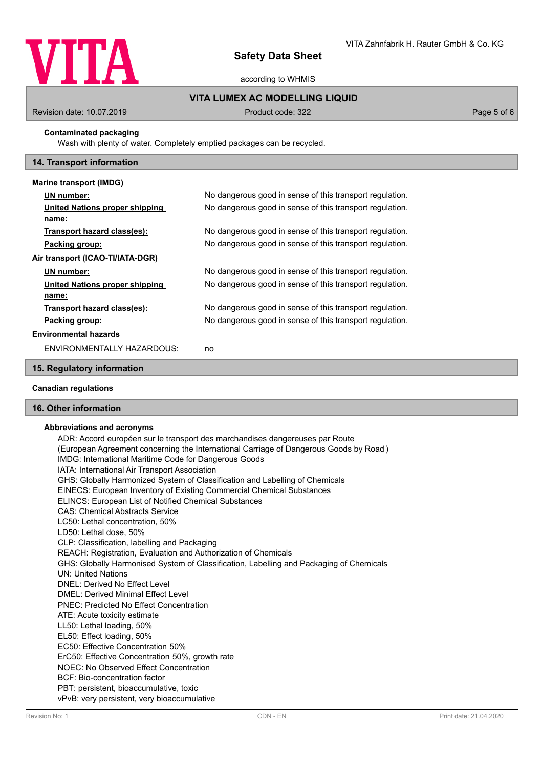**Contaminated packaging**

Wash with plenty of water. Completely emptied packages can be recycled.

## 14. Transport information

**Marine transport (IMDG)**

| | |
|---|---|
| **UN number:** | No dangerous good in sense of this transport regulation. |
| **United Nations proper shipping name:** | No dangerous good in sense of this transport regulation. |
| **Transport hazard class(es):** | No dangerous good in sense of this transport regulation. |
| **Packing group:** | No dangerous good in sense of this transport regulation. |

**Air transport (ICAO-TI/IATA-DGR)**

| | |
|---|---|
| **UN number:** | No dangerous good in sense of this transport regulation. |
| **United Nations proper shipping name:** | No dangerous good in sense of this transport regulation. |
| **Transport hazard class(es):** | No dangerous good in sense of this transport regulation. |
| **Packing group:** | No dangerous good in sense of this transport regulation. |

**Environmental hazards**

ENVIRONMENTALLY HAZARDOUS: no

## 15. Regulatory information

**Canadian regulations**

## 16. Other information

**Abbreviations and acronyms**

ADR: Accord européen sur le transport des marchandises dangereuses par Route
(European Agreement concerning the International Carriage of Dangerous Goods by Road )
IMDG: International Maritime Code for Dangerous Goods
IATA: International Air Transport Association
GHS: Globally Harmonized System of Classification and Labelling of Chemicals
EINECS: European Inventory of Existing Commercial Chemical Substances
ELINCS: European List of Notified Chemical Substances
CAS: Chemical Abstracts Service
LC50: Lethal concentration, 50%
LD50: Lethal dose, 50%
CLP: Classification, labelling and Packaging
REACH: Registration, Evaluation and Authorization of Chemicals
GHS: Globally Harmonised System of Classification, Labelling and Packaging of Chemicals
UN: United Nations
DNEL: Derived No Effect Level
DMEL: Derived Minimal Effect Level
PNEC: Predicted No Effect Concentration
ATE: Acute toxicity estimate
LL50: Lethal loading, 50%
EL50: Effect loading, 50%
EC50: Effective Concentration 50%
ErC50: Effective Concentration 50%, growth rate
NOEC: No Observed Effect Concentration
BCF: Bio-concentration factor
PBT: persistent, bioaccumulative, toxic
vPvB: very persistent, very bioaccumulative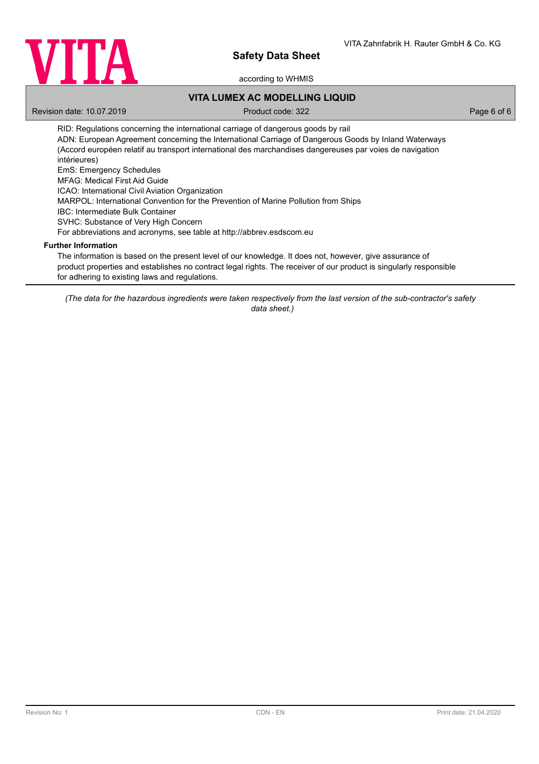RID: Regulations concerning the international carriage of dangerous goods by rail
ADN: European Agreement concerning the International Carriage of Dangerous Goods by Inland Waterways (Accord européen relatif au transport international des marchandises dangereuses par voies de navigation intérieures)
EmS: Emergency Schedules
MFAG: Medical First Aid Guide
ICAO: International Civil Aviation Organization
MARPOL: International Convention for the Prevention of Marine Pollution from Ships
IBC: Intermediate Bulk Container
SVHC: Substance of Very High Concern
For abbreviations and acronyms, see table at http://abbrev.esdscom.eu

**Further Information**

The information is based on the present level of our knowledge. It does not, however, give assurance of product properties and establishes no contract legal rights. The receiver of our product is singularly responsible for adhering to existing laws and regulations.

---

*(The data for the hazardous ingredients were taken respectively from the last version of the sub-contractor's safety data sheet.)*